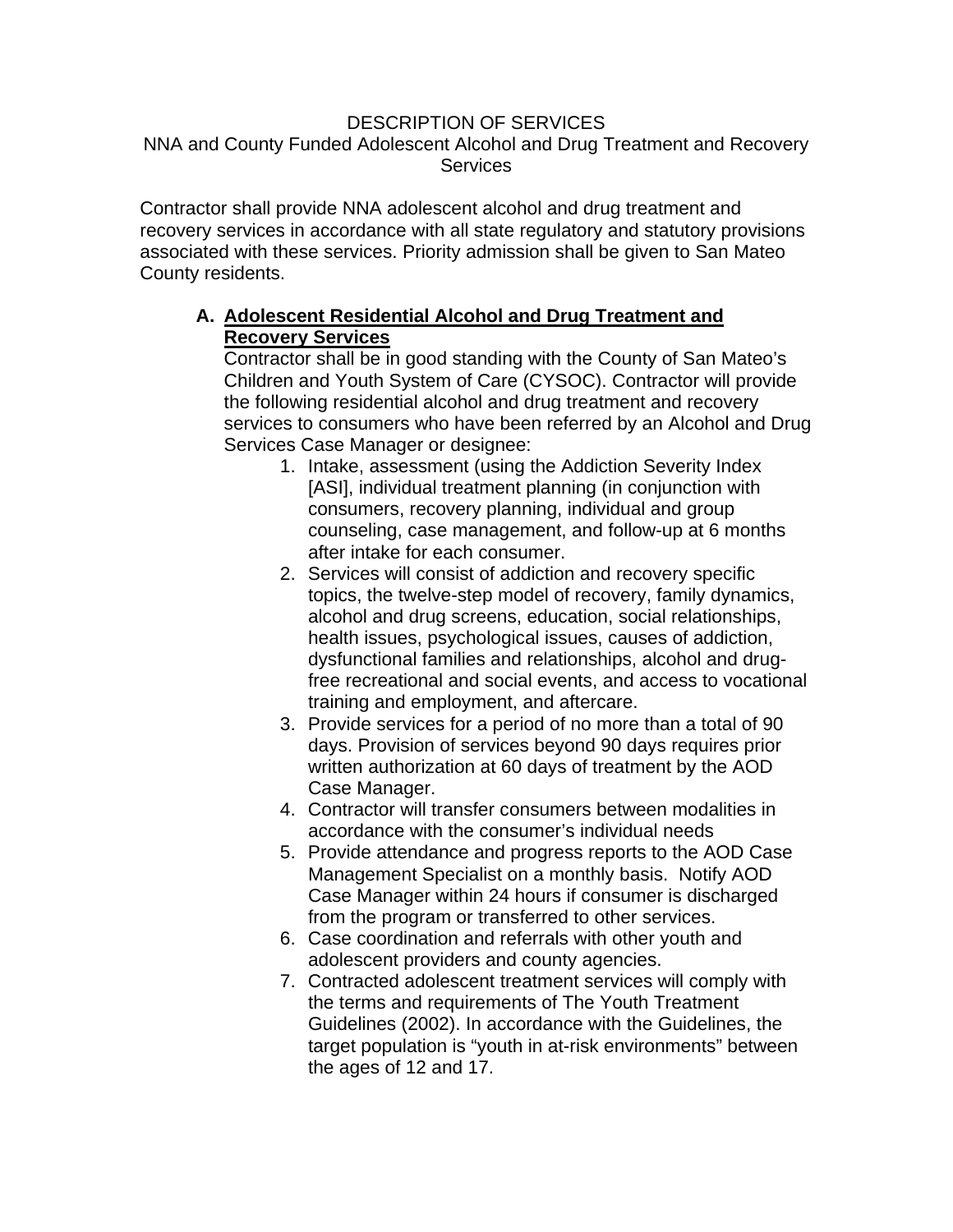DESCRIPTION OF SERVICES

NNA and County Funded Adolescent Alcohol and Drug Treatment and Recovery Services

Contractor shall provide NNA adolescent alcohol and drug treatment and recovery services in accordance with all state regulatory and statutory provisions associated with these services. Priority admission shall be given to San Mateo County residents.

**A. Adolescent Residential Alcohol and Drug Treatment and Recovery Services**

Contractor shall be in good standing with the County of San Mateo's Children and Youth System of Care (CYSOC). Contractor will provide the following residential alcohol and drug treatment and recovery services to consumers who have been referred by an Alcohol and Drug Services Case Manager or designee:

1. Intake, assessment (using the Addiction Severity Index [ASI], individual treatment planning (in conjunction with consumers, recovery planning, individual and group counseling, case management, and follow-up at 6 months after intake for each consumer.
2. Services will consist of addiction and recovery specific topics, the twelve-step model of recovery, family dynamics, alcohol and drug screens, education, social relationships, health issues, psychological issues, causes of addiction, dysfunctional families and relationships, alcohol and drug-free recreational and social events, and access to vocational training and employment, and aftercare.
3. Provide services for a period of no more than a total of 90 days. Provision of services beyond 90 days requires prior written authorization at 60 days of treatment by the AOD Case Manager.
4. Contractor will transfer consumers between modalities in accordance with the consumer's individual needs
5. Provide attendance and progress reports to the AOD Case Management Specialist on a monthly basis. Notify AOD Case Manager within 24 hours if consumer is discharged from the program or transferred to other services.
6. Case coordination and referrals with other youth and adolescent providers and county agencies.
7. Contracted adolescent treatment services will comply with the terms and requirements of The Youth Treatment Guidelines (2002). In accordance with the Guidelines, the target population is "youth in at-risk environments" between the ages of 12 and 17.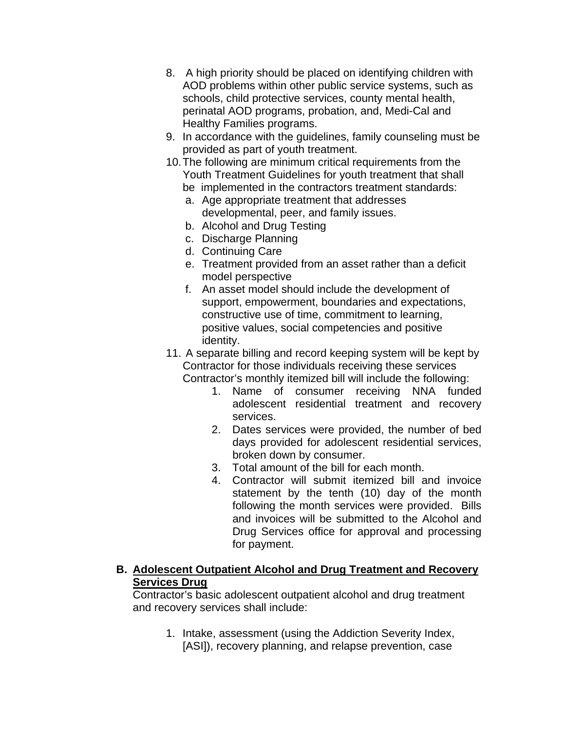8. A high priority should be placed on identifying children with AOD problems within other public service systems, such as schools, child protective services, county mental health, perinatal AOD programs, probation, and, Medi-Cal and Healthy Families programs.
9. In accordance with the guidelines, family counseling must be provided as part of youth treatment.
10. The following are minimum critical requirements from the Youth Treatment Guidelines for youth treatment that shall be implemented in the contractors treatment standards:
    a. Age appropriate treatment that addresses developmental, peer, and family issues.
    b. Alcohol and Drug Testing
    c. Discharge Planning
    d. Continuing Care
    e. Treatment provided from an asset rather than a deficit model perspective
    f. An asset model should include the development of support, empowerment, boundaries and expectations, constructive use of time, commitment to learning, positive values, social competencies and positive identity.
11. A separate billing and record keeping system will be kept by Contractor for those individuals receiving these services Contractor's monthly itemized bill will include the following:
    1. Name of consumer receiving NNA funded adolescent residential treatment and recovery services.
    2. Dates services were provided, the number of bed days provided for adolescent residential services, broken down by consumer.
    3. Total amount of the bill for each month.
    4. Contractor will submit itemized bill and invoice statement by the tenth (10) day of the month following the month services were provided. Bills and invoices will be submitted to the Alcohol and Drug Services office for approval and processing for payment.

**B. <u>Adolescent Outpatient Alcohol and Drug Treatment and Recovery Services Drug</u>**

Contractor's basic adolescent outpatient alcohol and drug treatment and recovery services shall include:

1. Intake, assessment (using the Addiction Severity Index, [ASI]), recovery planning, and relapse prevention, case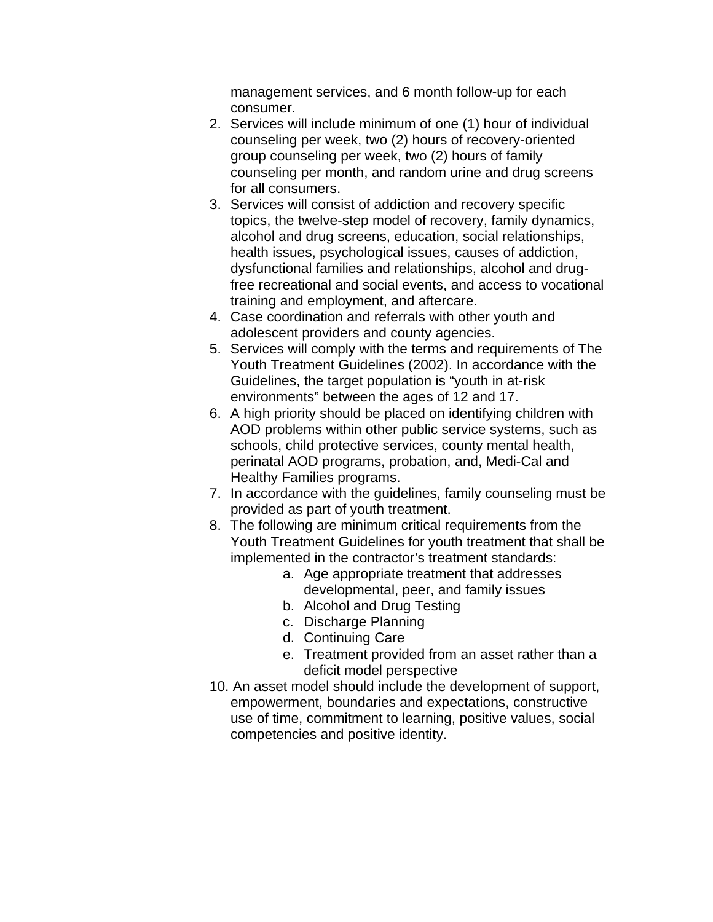management services, and 6 month follow-up for each consumer.

2. Services will include minimum of one (1) hour of individual counseling per week, two (2) hours of recovery-oriented group counseling per week, two (2) hours of family counseling per month, and random urine and drug screens for all consumers.
3. Services will consist of addiction and recovery specific topics, the twelve-step model of recovery, family dynamics, alcohol and drug screens, education, social relationships, health issues, psychological issues, causes of addiction, dysfunctional families and relationships, alcohol and drug-free recreational and social events, and access to vocational training and employment, and aftercare.
4. Case coordination and referrals with other youth and adolescent providers and county agencies.
5. Services will comply with the terms and requirements of The Youth Treatment Guidelines (2002). In accordance with the Guidelines, the target population is "youth in at-risk environments" between the ages of 12 and 17.
6. A high priority should be placed on identifying children with AOD problems within other public service systems, such as schools, child protective services, county mental health, perinatal AOD programs, probation, and, Medi-Cal and Healthy Families programs.
7. In accordance with the guidelines, family counseling must be provided as part of youth treatment.
8. The following are minimum critical requirements from the Youth Treatment Guidelines for youth treatment that shall be implemented in the contractor's treatment standards:
   a. Age appropriate treatment that addresses developmental, peer, and family issues
   b. Alcohol and Drug Testing
   c. Discharge Planning
   d. Continuing Care
   e. Treatment provided from an asset rather than a deficit model perspective

10. An asset model should include the development of support, empowerment, boundaries and expectations, constructive use of time, commitment to learning, positive values, social competencies and positive identity.